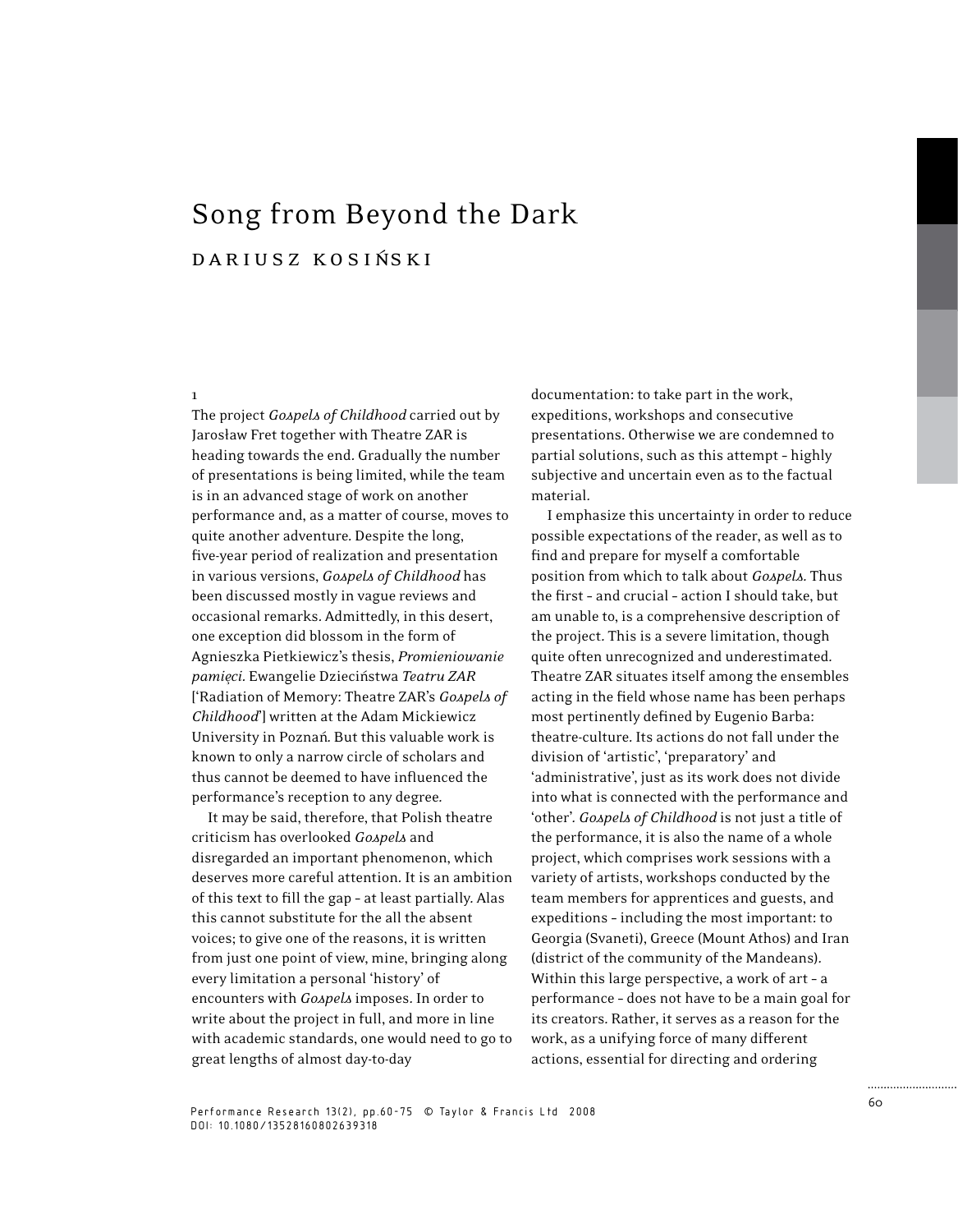# Song from Beyond the Dark

## DARIUSZ KOSIŃSKI

1

The project *Gospels of Childhood* carried out by Jarosław Fret together with Theatre ZAR is heading towards the end. Gradually the number of presentations is being limited, while the team is in an advanced stage of work on another performance and, as a matter of course, moves to quite another adventure. Despite the long, five-year period of realization and presentation in various versions, *Gospels of Childhood* has been discussed mostly in vague reviews and occasional remarks. Admittedly, in this desert, one exception did blossom in the form of Agnieszka Pietkiewicz's thesis, *Promieniowanie pamięci*. Ewangelie Dzieciństwa *Teatru ZAR* ['Radiation of Memory: Theatre ZAR's *Gospels of Childhood*'] written at the Adam Mickiewicz University in Poznań. But this valuable work is known to only a narrow circle of scholars and thus cannot be deemed to have influenced the performance's reception to any degree.

It may be said, therefore, that Polish theatre criticism has overlooked *Gospels* and disregarded an important phenomenon, which deserves more careful attention. It is an ambition of this text to fill the gap – at least partially. Alas this cannot substitute for the all the absent voices; to give one of the reasons, it is written from just one point of view, mine, bringing along every limitation a personal 'history' of encounters with *Gospels* imposes. In order to write about the project in full, and more in line with academic standards, one would need to go to great lengths of almost day-to-day documentation: to take part in the work, expeditions, workshops and consecutive presentations. Otherwise we are condemned to partial solutions, such as this attempt – highly subjective and uncertain even as to the factual material.

I emphasize this uncertainty in order to reduce possible expectations of the reader, as well as to find and prepare for myself a comfortable position from which to talk about *Gospels*. Thus the first – and crucial – action I should take, but am unable to, is a comprehensive description of the project. This is a severe limitation, though quite often unrecognized and underestimated. Theatre ZAR situates itself among the ensembles acting in the field whose name has been perhaps most pertinently defined by Eugenio Barba: theatre-culture. Its actions do not fall under the division of 'artistic', 'preparatory' and 'administrative', just as its work does not divide into what is connected with the performance and 'other'. *Gospels of Childhood* is not just a title of the performance, it is also the name of a whole project, which comprises work sessions with a variety of artists, workshops conducted by the team members for apprentices and guests, and expeditions – including the most important: to Georgia (Svaneti), Greece (Mount Athos) and Iran (district of the community of the Mandeans). Within this large perspective, a work of art – a performance – does not have to be a main goal for its creators. Rather, it serves as a reason for the work, as a unifying force of many different actions, essential for directing and ordering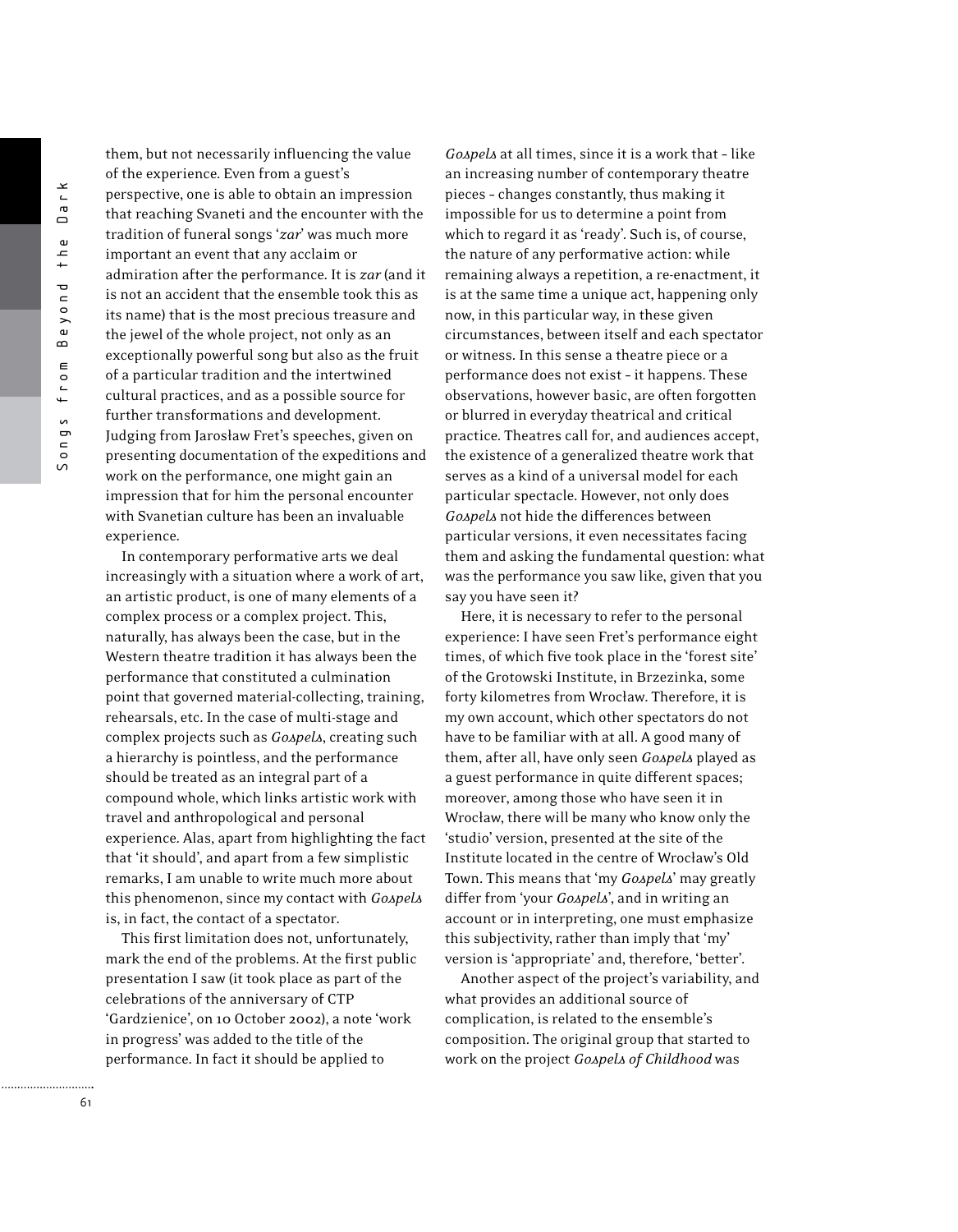them, but not necessarily influencing the value of the experience. Even from a guest's perspective, one is able to obtain an impression that reaching Svaneti and the encounter with the tradition of funeral songs '*zar*' was much more important an event that any acclaim or admiration after the performance. It is *zar* (and it is not an accident that the ensemble took this as its name) that is the most precious treasure and the jewel of the whole project, not only as an exceptionally powerful song but also as the fruit of a particular tradition and the intertwined cultural practices, and as a possible source for further transformations and development. Judging from Jarosław Fret's speeches, given on presenting documentation of the expeditions and work on the performance, one might gain an impression that for him the personal encounter with Svanetian culture has been an invaluable experience.

In contemporary performative arts we deal increasingly with a situation where a work of art, an artistic product, is one of many elements of a complex process or a complex project. This, naturally, has always been the case, but in the Western theatre tradition it has always been the performance that constituted a culmination point that governed material-collecting, training, rehearsals, etc. In the case of multi-stage and complex projects such as *Gospels*, creating such a hierarchy is pointless, and the performance should be treated as an integral part of a compound whole, which links artistic work with travel and anthropological and personal experience. Alas, apart from highlighting the fact that 'it should', and apart from a few simplistic remarks, I am unable to write much more about this phenomenon, since my contact with *Gospels* is, in fact, the contact of a spectator.

This first limitation does not, unfortunately, mark the end of the problems. At the first public presentation I saw (it took place as part of the celebrations of the anniversary of CTP 'Gardzienice', on 10 October 2002), a note 'work in progress' was added to the title of the performance. In fact it should be applied to *Gospels* at all times, since it is a work that – like an increasing number of contemporary theatre pieces – changes constantly, thus making it impossible for us to determine a point from which to regard it as 'ready'. Such is, of course, the nature of any performative action: while remaining always a repetition, a re-enactment, it is at the same time a unique act, happening only now, in this particular way, in these given circumstances, between itself and each spectator or witness. In this sense a theatre piece or a performance does not exist – it happens. These observations, however basic, are often forgotten or blurred in everyday theatrical and critical practice. Theatres call for, and audiences accept, the existence of a generalized theatre work that serves as a kind of a universal model for each particular spectacle. However, not only does *Gospels* not hide the differences between particular versions, it even necessitates facing them and asking the fundamental question: what was the performance you saw like, given that you say you have seen it?

Here, it is necessary to refer to the personal experience: I have seen Fret's performance eight times, of which five took place in the 'forest site' of the Grotowski Institute, in Brzezinka, some forty kilometres from Wrocław. Therefore, it is my own account, which other spectators do not have to be familiar with at all. A good many of them, after all, have only seen *Gospels* played as a guest performance in quite different spaces; moreover, among those who have seen it in Wrocław, there will be many who know only the 'studio' version, presented at the site of the Institute located in the centre of Wrocław's Old Town. This means that 'my *Gospels*' may greatly differ from 'your *Gospels*', and in writing an account or in interpreting, one must emphasize this subjectivity, rather than imply that 'my' version is 'appropriate' and, therefore, 'better'.

Another aspect of the project's variability, and what provides an additional source of complication, is related to the ensemble's composition. The original group that started to work on the project *Gospels of Childhood* was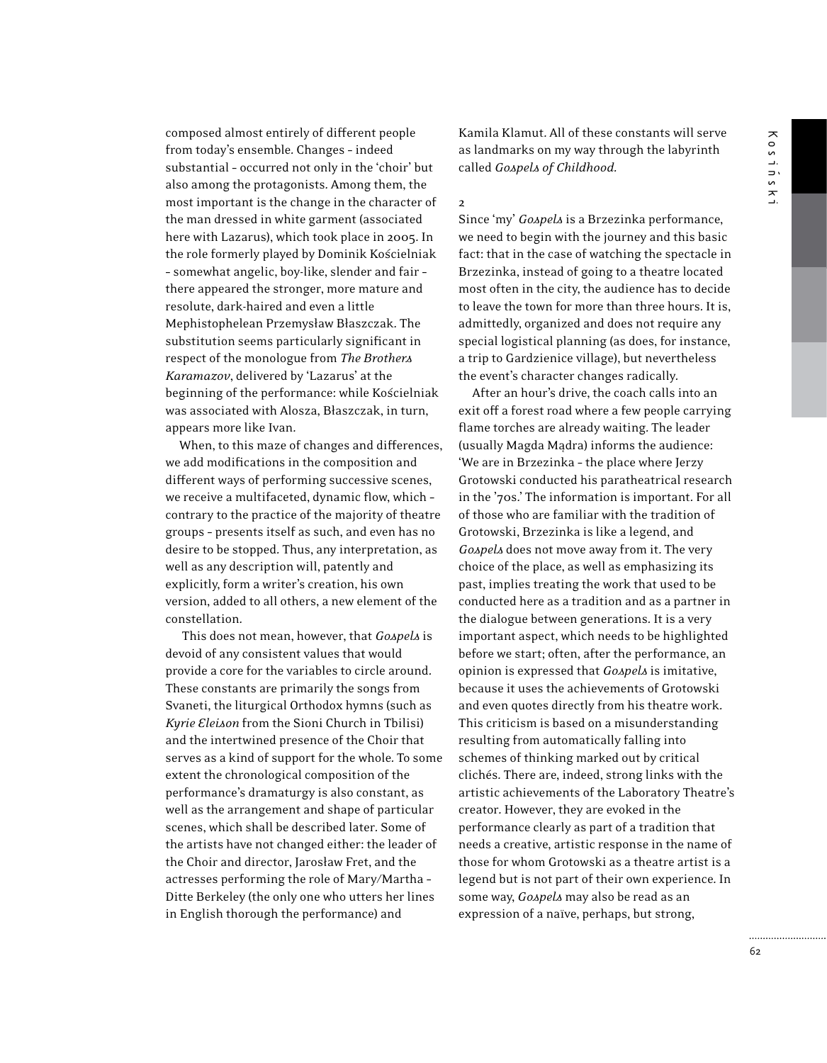composed almost entirely of different people from today's ensemble. Changes – indeed substantial – occurred not only in the 'choir' but also among the protagonists. Among them, the most important is the change in the character of the man dressed in white garment (associated here with Lazarus), which took place in 2005. In the role formerly played by Dominik Kościelniak – somewhat angelic, boy-like, slender and fair – there appeared the stronger, more mature and resolute, dark-haired and even a little Mephistophelean Przemysław Błaszczak. The substitution seems particularly significant in respect of the monologue from *The Brothers Karamazov*, delivered by 'Lazarus' at the beginning of the performance: while Kościelniak was associated with Alosza, Błaszczak, in turn, appears more like Ivan.

When, to this maze of changes and differences, we add modifications in the composition and different ways of performing successive scenes, we receive a multifaceted, dynamic flow, which – contrary to the practice of the majority of theatre groups – presents itself as such, and even has no desire to be stopped. Thus, any interpretation, as well as any description will, patently and explicitly, form a writer's creation, his own version, added to all others, a new element of the constellation.

This does not mean, however, that *Gospels* is devoid of any consistent values that would provide a core for the variables to circle around. These constants are primarily the songs from Svaneti, the liturgical Orthodox hymns (such as *Kyrie Eleison* from the Sioni Church in Tbilisi) and the intertwined presence of the Choir that serves as a kind of support for the whole. To some extent the chronological composition of the performance's dramaturgy is also constant, as well as the arrangement and shape of particular scenes, which shall be described later. Some of the artists have not changed either: the leader of the Choir and director, Jarosław Fret, and the actresses performing the role of Mary/Martha – Ditte Berkeley (the only one who utters her lines in English thorough the performance) and Kamila Klamut. All of these constants will serve as landmarks on my way through the labyrinth called *Gospels of Childhood.*

## 2

Since 'my' *Gospels* is a Brzezinka performance, we need to begin with the journey and this basic fact: that in the case of watching the spectacle in Brzezinka, instead of going to a theatre located most often in the city, the audience has to decide to leave the town for more than three hours. It is, admittedly, organized and does not require any special logistical planning (as does, for instance, a trip to Gardzienice village), but nevertheless the event's character changes radically.

After an hour's drive, the coach calls into an exit off a forest road where a few people carrying flame torches are already waiting. The leader (usually Magda Mądra) informs the audience: 'We are in Brzezinka – the place where Jerzy Grotowski conducted his paratheatrical research in the '70s.' The information is important. For all of those who are familiar with the tradition of Grotowski, Brzezinka is like a legend, and *Gospels* does not move away from it. The very choice of the place, as well as emphasizing its past, implies treating the work that used to be conducted here as a tradition and as a partner in the dialogue between generations. It is a very important aspect, which needs to be highlighted before we start; often, after the performance, an opinion is expressed that *Gospels* is imitative, because it uses the achievements of Grotowski and even quotes directly from his theatre work. This criticism is based on a misunderstanding resulting from automatically falling into schemes of thinking marked out by critical clichés. There are, indeed, strong links with the artistic achievements of the Laboratory Theatre's creator. However, they are evoked in the performance clearly as part of a tradition that needs a creative, artistic response in the name of those for whom Grotowski as a theatre artist is a legend but is not part of their own experience. In some way, *Gospels* may also be read as an expression of a naïve, perhaps, but strong,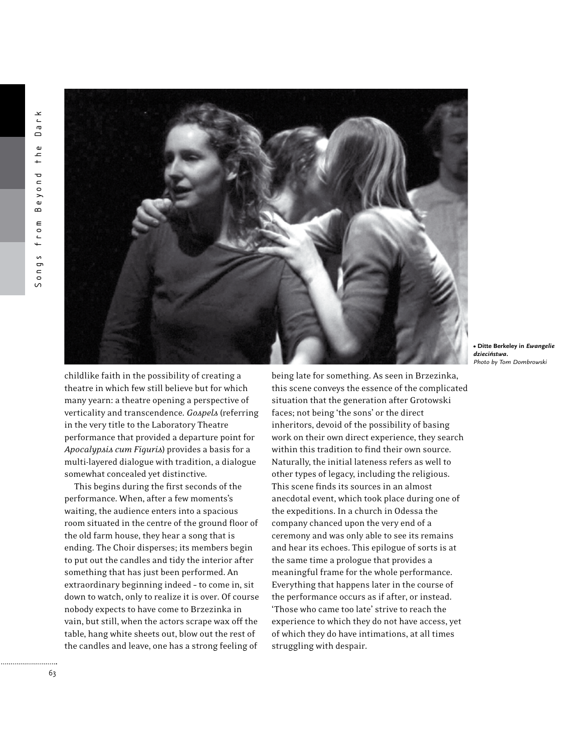• Ditte Berkeley in *Ewangelie dzieciństwa*.
*Photo by Tom Dombrowski*

childlike faith in the possibility of creating a theatre in which few still believe but for which many yearn: a theatre opening a perspective of verticality and transcendence. *Gospels* (referring in the very title to the Laboratory Theatre performance that provided a departure point for *Apocalypsis cum Figuris*) provides a basis for a multi-layered dialogue with tradition, a dialogue somewhat concealed yet distinctive.

This begins during the first seconds of the performance. When, after a few moments's waiting, the audience enters into a spacious room situated in the centre of the ground floor of the old farm house, they hear a song that is ending. The Choir disperses; its members begin to put out the candles and tidy the interior after something that has just been performed. An extraordinary beginning indeed – to come in, sit down to watch, only to realize it is over. Of course nobody expects to have come to Brzezinka in vain, but still, when the actors scrape wax off the table, hang white sheets out, blow out the rest of the candles and leave, one has a strong feeling of being late for something. As seen in Brzezinka, this scene conveys the essence of the complicated situation that the generation after Grotowski faces; not being 'the sons' or the direct inheritors, devoid of the possibility of basing work on their own direct experience, they search within this tradition to find their own source. Naturally, the initial lateness refers as well to other types of legacy, including the religious. This scene finds its sources in an almost anecdotal event, which took place during one of the expeditions. In a church in Odessa the company chanced upon the very end of a ceremony and was only able to see its remains and hear its echoes. This epilogue of sorts is at the same time a prologue that provides a meaningful frame for the whole performance. Everything that happens later in the course of the performance occurs as if after, or instead. 'Those who came too late' strive to reach the experience to which they do not have access, yet of which they do have intimations, at all times struggling with despair.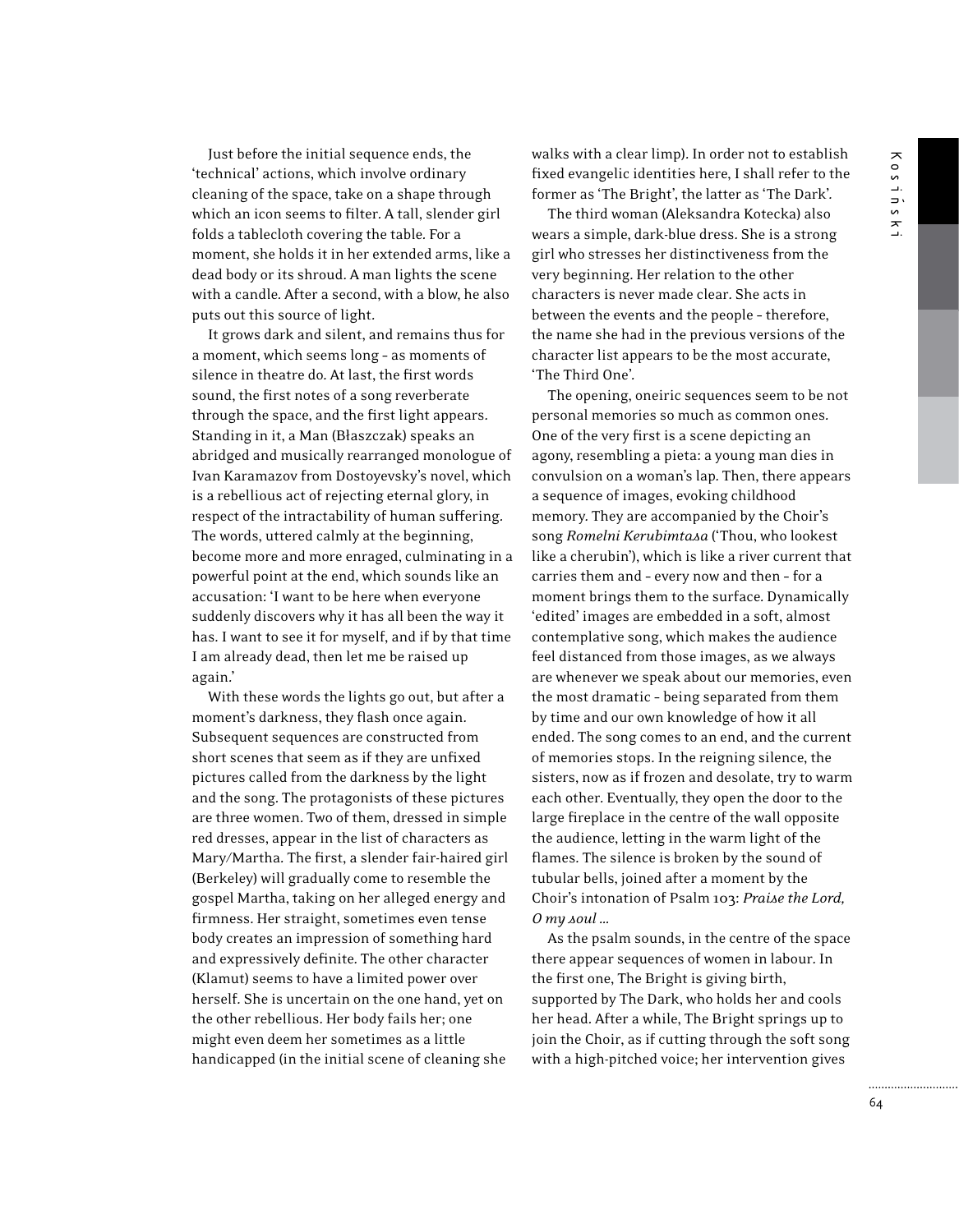Just before the initial sequence ends, the 'technical' actions, which involve ordinary cleaning of the space, take on a shape through which an icon seems to filter. A tall, slender girl folds a tablecloth covering the table. For a moment, she holds it in her extended arms, like a dead body or its shroud. A man lights the scene with a candle. After a second, with a blow, he also puts out this source of light.

It grows dark and silent, and remains thus for a moment, which seems long – as moments of silence in theatre do. At last, the first words sound, the first notes of a song reverberate through the space, and the first light appears. Standing in it, a Man (Błaszczak) speaks an abridged and musically rearranged monologue of Ivan Karamazov from Dostoyevsky's novel, which is a rebellious act of rejecting eternal glory, in respect of the intractability of human suffering. The words, uttered calmly at the beginning, become more and more enraged, culminating in a powerful point at the end, which sounds like an accusation: 'I want to be here when everyone suddenly discovers why it has all been the way it has. I want to see it for myself, and if by that time I am already dead, then let me be raised up again.'

With these words the lights go out, but after a moment's darkness, they flash once again. Subsequent sequences are constructed from short scenes that seem as if they are unfixed pictures called from the darkness by the light and the song. The protagonists of these pictures are three women. Two of them, dressed in simple red dresses, appear in the list of characters as Mary/Martha. The first, a slender fair-haired girl (Berkeley) will gradually come to resemble the gospel Martha, taking on her alleged energy and firmness. Her straight, sometimes even tense body creates an impression of something hard and expressively definite. The other character (Klamut) seems to have a limited power over herself. She is uncertain on the one hand, yet on the other rebellious. Her body fails her; one might even deem her sometimes as a little handicapped (in the initial scene of cleaning she walks with a clear limp). In order not to establish fixed evangelic identities here, I shall refer to the former as 'The Bright', the latter as 'The Dark'.

The third woman (Aleksandra Kotecka) also wears a simple, dark-blue dress. She is a strong girl who stresses her distinctiveness from the very beginning. Her relation to the other characters is never made clear. She acts in between the events and the people – therefore, the name she had in the previous versions of the character list appears to be the most accurate, 'The Third One'.

The opening, oneiric sequences seem to be not personal memories so much as common ones. One of the very first is a scene depicting an agony, resembling a pieta: a young man dies in convulsion on a woman's lap. Then, there appears a sequence of images, evoking childhood memory. They are accompanied by the Choir's song *Romelni Kerubimtasa* ('Thou, who lookest like a cherubin'), which is like a river current that carries them and – every now and then – for a moment brings them to the surface. Dynamically 'edited' images are embedded in a soft, almost contemplative song, which makes the audience feel distanced from those images, as we always are whenever we speak about our memories, even the most dramatic – being separated from them by time and our own knowledge of how it all ended. The song comes to an end, and the current of memories stops. In the reigning silence, the sisters, now as if frozen and desolate, try to warm each other. Eventually, they open the door to the large fireplace in the centre of the wall opposite the audience, letting in the warm light of the flames. The silence is broken by the sound of tubular bells, joined after a moment by the Choir's intonation of Psalm 103: *Praise the Lord, O my soul …*

As the psalm sounds, in the centre of the space there appear sequences of women in labour. In the first one, The Bright is giving birth, supported by The Dark, who holds her and cools her head. After a while, The Bright springs up to join the Choir, as if cutting through the soft song with a high-pitched voice; her intervention gives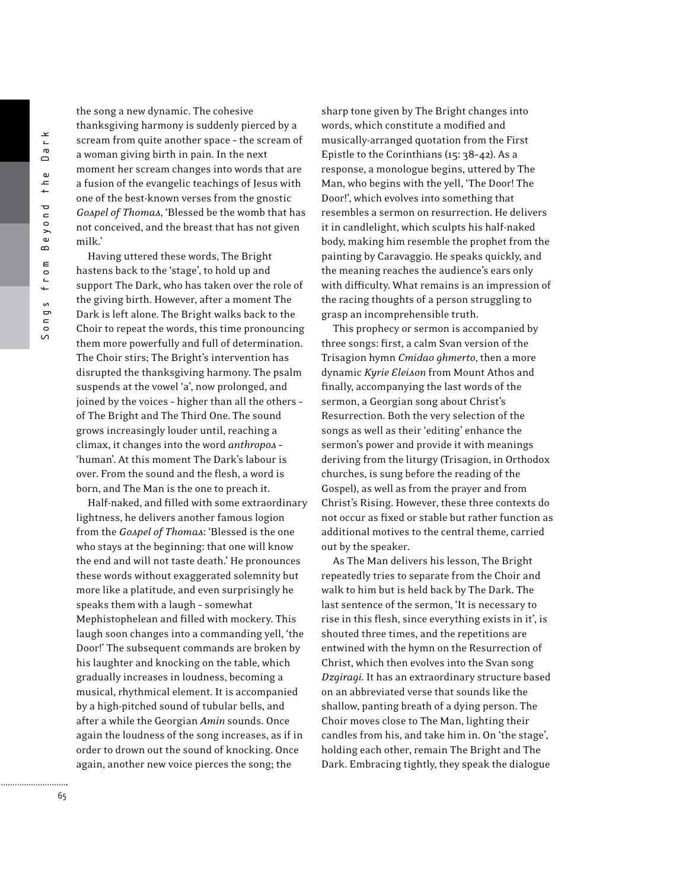the song a new dynamic. The cohesive thanksgiving harmony is suddenly pierced by a scream from quite another space – the scream of a woman giving birth in pain. In the next moment her scream changes into words that are a fusion of the evangelic teachings of Jesus with one of the best-known verses from the gnostic *Gospel of Thomas*, 'Blessed be the womb that has not conceived, and the breast that has not given milk.'

Having uttered these words, The Bright hastens back to the 'stage', to hold up and support The Dark, who has taken over the role of the giving birth. However, after a moment The Dark is left alone. The Bright walks back to the Choir to repeat the words, this time pronouncing them more powerfully and full of determination. The Choir stirs; The Bright's intervention has disrupted the thanksgiving harmony. The psalm suspends at the vowel 'a', now prolonged, and joined by the voices – higher than all the others – of The Bright and The Third One. The sound grows increasingly louder until, reaching a climax, it changes into the word *anthropos* – 'human'. At this moment The Dark's labour is over. From the sound and the flesh, a word is born, and The Man is the one to preach it.

Half-naked, and filled with some extraordinary lightness, he delivers another famous logion from the *Gospel of Thomas*: 'Blessed is the one who stays at the beginning: that one will know the end and will not taste death.' He pronounces these words without exaggerated solemnity but more like a platitude, and even surprisingly he speaks them with a laugh – somewhat Mephistophelean and filled with mockery. This laugh soon changes into a commanding yell, 'the Door!' The subsequent commands are broken by his laughter and knocking on the table, which gradually increases in loudness, becoming a musical, rhythmical element. It is accompanied by a high-pitched sound of tubular bells, and after a while the Georgian *Amin* sounds. Once again the loudness of the song increases, as if in order to drown out the sound of knocking. Once again, another new voice pierces the song; the sharp tone given by The Bright changes into words, which constitute a modified and musically-arranged quotation from the First Epistle to the Corinthians (15: 38–42). As a response, a monologue begins, uttered by The Man, who begins with the yell, 'The Door! The Door!', which evolves into something that resembles a sermon on resurrection. He delivers it in candlelight, which sculpts his half-naked body, making him resemble the prophet from the painting by Caravaggio. He speaks quickly, and the meaning reaches the audience's ears only with difficulty. What remains is an impression of the racing thoughts of a person struggling to grasp an incomprehensible truth.

This prophecy or sermon is accompanied by three songs: first, a calm Svan version of the Trisagion hymn *Cmidao ghmerto*, then a more dynamic *Kyrie Eleison* from Mount Athos and finally, accompanying the last words of the sermon, a Georgian song about Christ's Resurrection. Both the very selection of the songs as well as their 'editing' enhance the sermon's power and provide it with meanings deriving from the liturgy (Trisagion, in Orthodox churches, is sung before the reading of the Gospel), as well as from the prayer and from Christ's Rising. However, these three contexts do not occur as fixed or stable but rather function as additional motives to the central theme, carried out by the speaker.

As The Man delivers his lesson, The Bright repeatedly tries to separate from the Choir and walk to him but is held back by The Dark. The last sentence of the sermon, 'It is necessary to rise in this flesh, since everything exists in it', is shouted three times, and the repetitions are entwined with the hymn on the Resurrection of Christ, which then evolves into the Svan song *Dzgiragi*. It has an extraordinary structure based on an abbreviated verse that sounds like the shallow, panting breath of a dying person. The Choir moves close to The Man, lighting their candles from his, and take him in. On 'the stage', holding each other, remain The Bright and The Dark. Embracing tightly, they speak the dialogue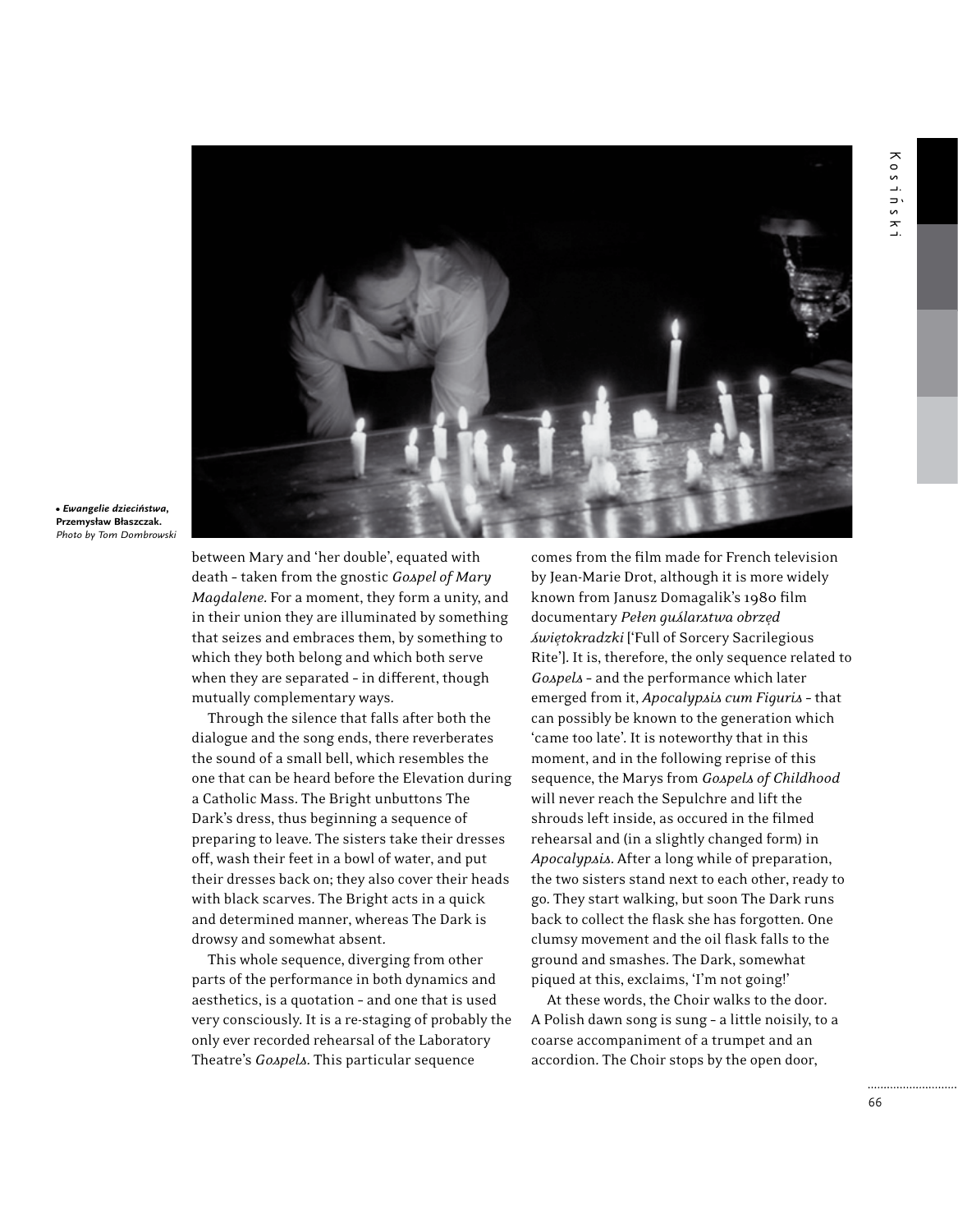• *Ewangelie dzieciństwa*, **Przemysław Błaszczak.** *Photo by Tom Dombrowski*

between Mary and 'her double', equated with death – taken from the gnostic *Gospel of Mary Magdalene*. For a moment, they form a unity, and in their union they are illuminated by something that seizes and embraces them, by something to which they both belong and which both serve when they are separated – in different, though mutually complementary ways.

Through the silence that falls after both the dialogue and the song ends, there reverberates the sound of a small bell, which resembles the one that can be heard before the Elevation during a Catholic Mass. The Bright unbuttons The Dark's dress, thus beginning a sequence of preparing to leave. The sisters take their dresses off, wash their feet in a bowl of water, and put their dresses back on; they also cover their heads with black scarves. The Bright acts in a quick and determined manner, whereas The Dark is drowsy and somewhat absent.

This whole sequence, diverging from other parts of the performance in both dynamics and aesthetics, is a quotation – and one that is used very consciously. It is a re-staging of probably the only ever recorded rehearsal of the Laboratory Theatre's *Gospels*. This particular sequence comes from the film made for French television by Jean-Marie Drot, although it is more widely known from Janusz Domagalik's 1980 film documentary *Pełen guślarstwa obrzęd świętokradzki* ['Full of Sorcery Sacrilegious Rite']. It is, therefore, the only sequence related to *Gospels* – and the performance which later emerged from it, *Apocalypsis cum Figuris* – that can possibly be known to the generation which 'came too late'. It is noteworthy that in this moment, and in the following reprise of this sequence, the Marys from *Gospels of Childhood* will never reach the Sepulchre and lift the shrouds left inside, as occured in the filmed rehearsal and (in a slightly changed form) in *Apocalypsis*. After a long while of preparation, the two sisters stand next to each other, ready to go. They start walking, but soon The Dark runs back to collect the flask she has forgotten. One clumsy movement and the oil flask falls to the ground and smashes. The Dark, somewhat piqued at this, exclaims, 'I'm not going!'

At these words, the Choir walks to the door. A Polish dawn song is sung – a little noisily, to a coarse accompaniment of a trumpet and an accordion. The Choir stops by the open door,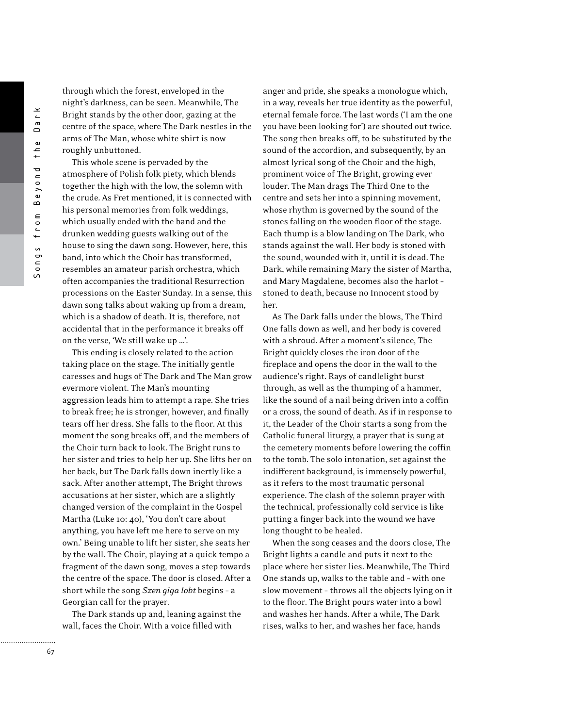through which the forest, enveloped in the night's darkness, can be seen. Meanwhile, The Bright stands by the other door, gazing at the centre of the space, where The Dark nestles in the arms of The Man, whose white shirt is now roughly unbuttoned.

This whole scene is pervaded by the atmosphere of Polish folk piety, which blends together the high with the low, the solemn with the crude. As Fret mentioned, it is connected with his personal memories from folk weddings, which usually ended with the band and the drunken wedding guests walking out of the house to sing the dawn song. However, here, this band, into which the Choir has transformed, resembles an amateur parish orchestra, which often accompanies the traditional Resurrection processions on the Easter Sunday. In a sense, this dawn song talks about waking up from a dream, which is a shadow of death. It is, therefore, not accidental that in the performance it breaks off on the verse, 'We still wake up ...'.

This ending is closely related to the action taking place on the stage. The initially gentle caresses and hugs of The Dark and The Man grow evermore violent. The Man's mounting aggression leads him to attempt a rape. She tries to break free; he is stronger, however, and finally tears off her dress. She falls to the floor. At this moment the song breaks off, and the members of the Choir turn back to look. The Bright runs to her sister and tries to help her up. She lifts her on her back, but The Dark falls down inertly like a sack. After another attempt, The Bright throws accusations at her sister, which are a slightly changed version of the complaint in the Gospel Martha (Luke 10: 40), 'You don't care about anything, you have left me here to serve on my own.' Being unable to lift her sister, she seats her by the wall. The Choir, playing at a quick tempo a fragment of the dawn song, moves a step towards the centre of the space. The door is closed. After a short while the song *Szen giga lobt* begins – a Georgian call for the prayer.

The Dark stands up and, leaning against the wall, faces the Choir. With a voice filled with anger and pride, she speaks a monologue which, in a way, reveals her true identity as the powerful, eternal female force. The last words ('I am the one you have been looking for') are shouted out twice. The song then breaks off, to be substituted by the sound of the accordion, and subsequently, by an almost lyrical song of the Choir and the high, prominent voice of The Bright, growing ever louder. The Man drags The Third One to the centre and sets her into a spinning movement, whose rhythm is governed by the sound of the stones falling on the wooden floor of the stage. Each thump is a blow landing on The Dark, who stands against the wall. Her body is stoned with the sound, wounded with it, until it is dead. The Dark, while remaining Mary the sister of Martha, and Mary Magdalene, becomes also the harlot – stoned to death, because no Innocent stood by her.

As The Dark falls under the blows, The Third One falls down as well, and her body is covered with a shroud. After a moment's silence, The Bright quickly closes the iron door of the fireplace and opens the door in the wall to the audience's right. Rays of candlelight burst through, as well as the thumping of a hammer, like the sound of a nail being driven into a coffin or a cross, the sound of death. As if in response to it, the Leader of the Choir starts a song from the Catholic funeral liturgy, a prayer that is sung at the cemetery moments before lowering the coffin to the tomb. The solo intonation, set against the indifferent background, is immensely powerful, as it refers to the most traumatic personal experience. The clash of the solemn prayer with the technical, professionally cold service is like putting a finger back into the wound we have long thought to be healed.

When the song ceases and the doors close, The Bright lights a candle and puts it next to the place where her sister lies. Meanwhile, The Third One stands up, walks to the table and – with one slow movement – throws all the objects lying on it to the floor. The Bright pours water into a bowl and washes her hands. After a while, The Dark rises, walks to her, and washes her face, hands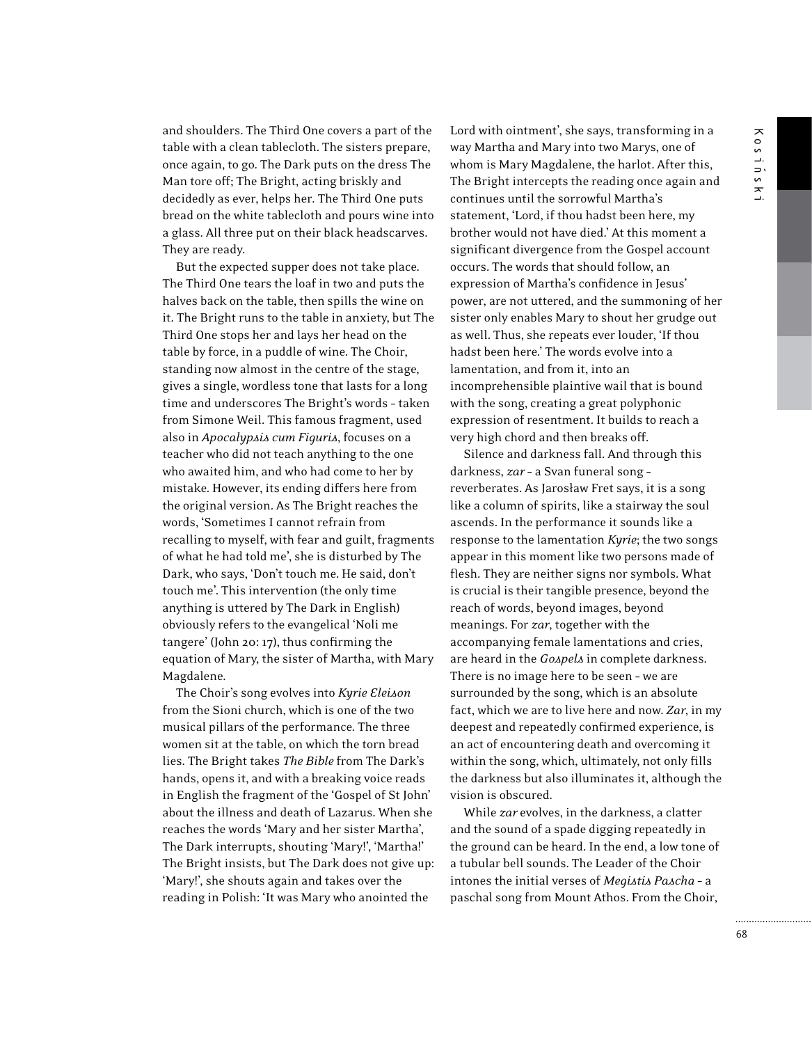and shoulders. The Third One covers a part of the table with a clean tablecloth. The sisters prepare, once again, to go. The Dark puts on the dress The Man tore off; The Bright, acting briskly and decidedly as ever, helps her. The Third One puts bread on the white tablecloth and pours wine into a glass. All three put on their black headscarves. They are ready.

But the expected supper does not take place. The Third One tears the loaf in two and puts the halves back on the table, then spills the wine on it. The Bright runs to the table in anxiety, but The Third One stops her and lays her head on the table by force, in a puddle of wine. The Choir, standing now almost in the centre of the stage, gives a single, wordless tone that lasts for a long time and underscores The Bright's words – taken from Simone Weil. This famous fragment, used also in *Apocalypsis cum Figuris*, focuses on a teacher who did not teach anything to the one who awaited him, and who had come to her by mistake. However, its ending differs here from the original version. As The Bright reaches the words, 'Sometimes I cannot refrain from recalling to myself, with fear and guilt, fragments of what he had told me', she is disturbed by The Dark, who says, 'Don't touch me. He said, don't touch me'. This intervention (the only time anything is uttered by The Dark in English) obviously refers to the evangelical 'Noli me tangere' (John 20: 17), thus confirming the equation of Mary, the sister of Martha, with Mary Magdalene.

The Choir's song evolves into *Kyrie Eleison* from the Sioni church, which is one of the two musical pillars of the performance. The three women sit at the table, on which the torn bread lies. The Bright takes *The Bible* from The Dark's hands, opens it, and with a breaking voice reads in English the fragment of the 'Gospel of St John' about the illness and death of Lazarus. When she reaches the words 'Mary and her sister Martha', The Dark interrupts, shouting 'Mary!', 'Martha!' The Bright insists, but The Dark does not give up: 'Mary!', she shouts again and takes over the reading in Polish: 'It was Mary who anointed the Lord with ointment', she says, transforming in a way Martha and Mary into two Marys, one of whom is Mary Magdalene, the harlot. After this, The Bright intercepts the reading once again and continues until the sorrowful Martha's statement, 'Lord, if thou hadst been here, my brother would not have died.' At this moment a significant divergence from the Gospel account occurs. The words that should follow, an expression of Martha's confidence in Jesus' power, are not uttered, and the summoning of her sister only enables Mary to shout her grudge out as well. Thus, she repeats ever louder, 'If thou hadst been here.' The words evolve into a lamentation, and from it, into an incomprehensible plaintive wail that is bound with the song, creating a great polyphonic expression of resentment. It builds to reach a very high chord and then breaks off.

Silence and darkness fall. And through this darkness, *zar* – a Svan funeral song – reverberates. As Jarosław Fret says, it is a song like a column of spirits, like a stairway the soul ascends. In the performance it sounds like a response to the lamentation *Kyrie*; the two songs appear in this moment like two persons made of flesh. They are neither signs nor symbols. What is crucial is their tangible presence, beyond the reach of words, beyond images, beyond meanings. For *zar*, together with the accompanying female lamentations and cries, are heard in the *Gospels* in complete darkness. There is no image here to be seen – we are surrounded by the song, which is an absolute fact, which we are to live here and now. *Zar*, in my deepest and repeatedly confirmed experience, is an act of encountering death and overcoming it within the song, which, ultimately, not only fills the darkness but also illuminates it, although the vision is obscured.

While *zar* evolves, in the darkness, a clatter and the sound of a spade digging repeatedly in the ground can be heard. In the end, a low tone of a tubular bell sounds. The Leader of the Choir intones the initial verses of *Megistis Pascha* – a paschal song from Mount Athos. From the Choir,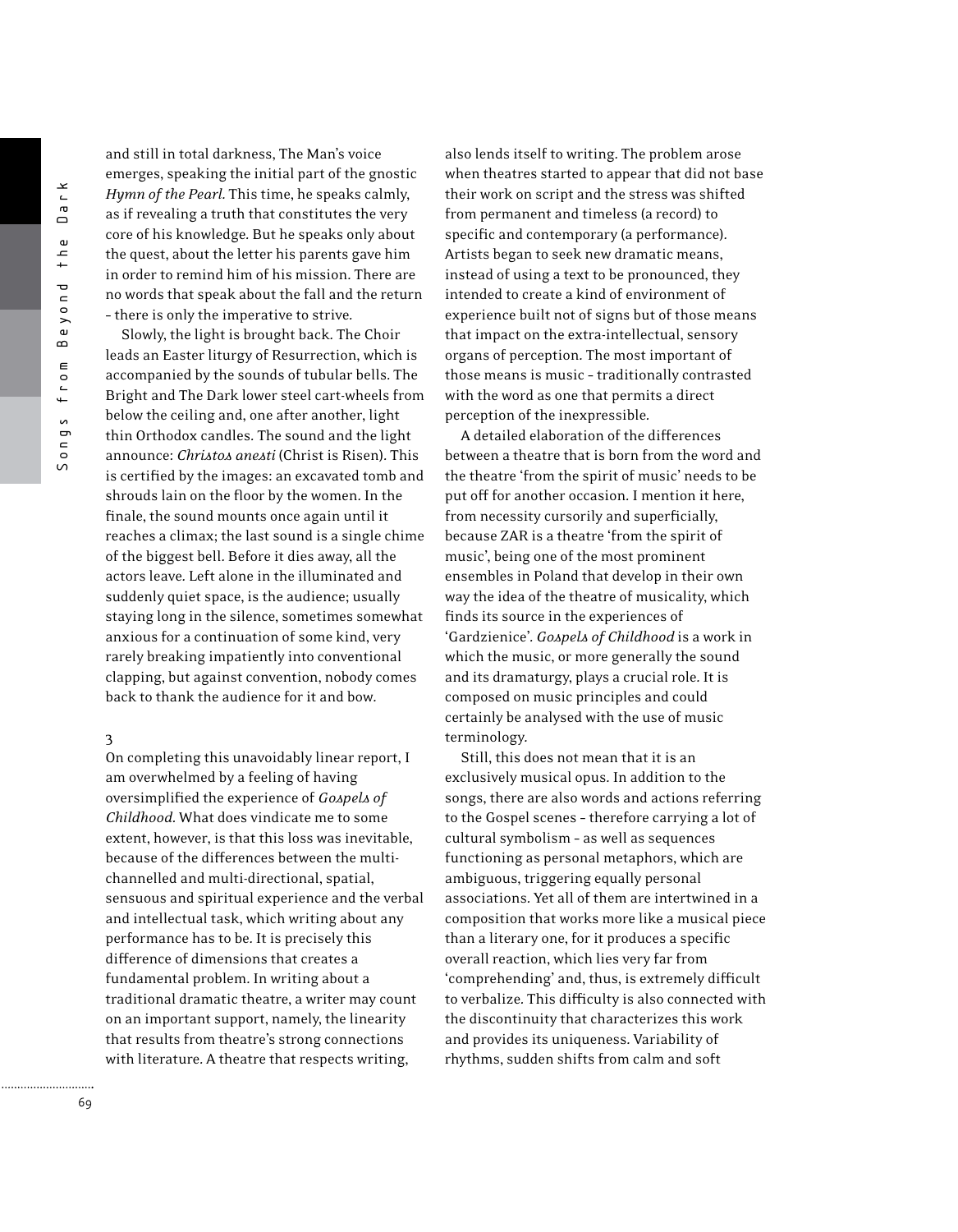and still in total darkness, The Man's voice emerges, speaking the initial part of the gnostic *Hymn of the Pearl.* This time, he speaks calmly, as if revealing a truth that constitutes the very core of his knowledge. But he speaks only about the quest, about the letter his parents gave him in order to remind him of his mission. There are no words that speak about the fall and the return – there is only the imperative to strive.

Slowly, the light is brought back. The Choir leads an Easter liturgy of Resurrection, which is accompanied by the sounds of tubular bells. The Bright and The Dark lower steel cart-wheels from below the ceiling and, one after another, light thin Orthodox candles. The sound and the light announce: *Christos anesti* (Christ is Risen). This is certified by the images: an excavated tomb and shrouds lain on the floor by the women. In the finale, the sound mounts once again until it reaches a climax; the last sound is a single chime of the biggest bell. Before it dies away, all the actors leave. Left alone in the illuminated and suddenly quiet space, is the audience; usually staying long in the silence, sometimes somewhat anxious for a continuation of some kind, very rarely breaking impatiently into conventional clapping, but against convention, nobody comes back to thank the audience for it and bow.

## 3

On completing this unavoidably linear report, I am overwhelmed by a feeling of having oversimplified the experience of *Gospels of Childhood.* What does vindicate me to some extent, however, is that this loss was inevitable, because of the differences between the multi-channelled and multi-directional, spatial, sensuous and spiritual experience and the verbal and intellectual task, which writing about any performance has to be. It is precisely this difference of dimensions that creates a fundamental problem. In writing about a traditional dramatic theatre, a writer may count on an important support, namely, the linearity that results from theatre's strong connections with literature. A theatre that respects writing, also lends itself to writing. The problem arose when theatres started to appear that did not base their work on script and the stress was shifted from permanent and timeless (a record) to specific and contemporary (a performance). Artists began to seek new dramatic means, instead of using a text to be pronounced, they intended to create a kind of environment of experience built not of signs but of those means that impact on the extra-intellectual, sensory organs of perception. The most important of those means is music – traditionally contrasted with the word as one that permits a direct perception of the inexpressible.

A detailed elaboration of the differences between a theatre that is born from the word and the theatre 'from the spirit of music' needs to be put off for another occasion. I mention it here, from necessity cursorily and superficially, because ZAR is a theatre 'from the spirit of music', being one of the most prominent ensembles in Poland that develop in their own way the idea of the theatre of musicality, which finds its source in the experiences of 'Gardzienice'. *Gospels of Childhood* is a work in which the music, or more generally the sound and its dramaturgy, plays a crucial role. It is composed on music principles and could certainly be analysed with the use of music terminology.

Still, this does not mean that it is an exclusively musical opus. In addition to the songs, there are also words and actions referring to the Gospel scenes – therefore carrying a lot of cultural symbolism – as well as sequences functioning as personal metaphors, which are ambiguous, triggering equally personal associations. Yet all of them are intertwined in a composition that works more like a musical piece than a literary one, for it produces a specific overall reaction, which lies very far from 'comprehending' and, thus, is extremely difficult to verbalize. This difficulty is also connected with the discontinuity that characterizes this work and provides its uniqueness. Variability of rhythms, sudden shifts from calm and soft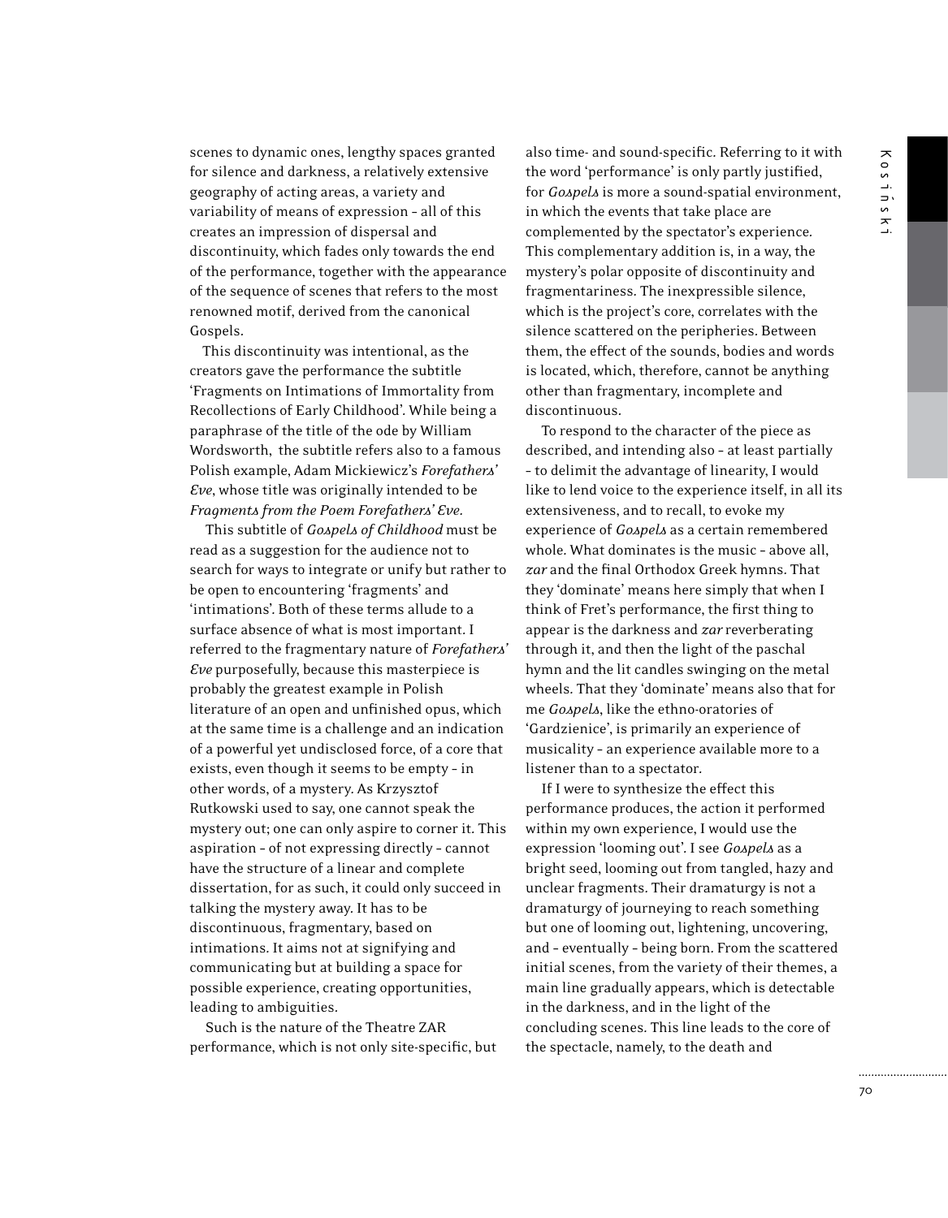scenes to dynamic ones, lengthy spaces granted for silence and darkness, a relatively extensive geography of acting areas, a variety and variability of means of expression – all of this creates an impression of dispersal and discontinuity, which fades only towards the end of the performance, together with the appearance of the sequence of scenes that refers to the most renowned motif, derived from the canonical Gospels.

This discontinuity was intentional, as the creators gave the performance the subtitle 'Fragments on Intimations of Immortality from Recollections of Early Childhood'. While being a paraphrase of the title of the ode by William Wordsworth, the subtitle refers also to a famous Polish example, Adam Mickiewicz's *Forefathers' Eve*, whose title was originally intended to be *Fragments from the Poem Forefathers' Eve*.

This subtitle of *Gospels of Childhood* must be read as a suggestion for the audience not to search for ways to integrate or unify but rather to be open to encountering 'fragments' and 'intimations'. Both of these terms allude to a surface absence of what is most important. I referred to the fragmentary nature of *Forefathers' Eve* purposefully, because this masterpiece is probably the greatest example in Polish literature of an open and unfinished opus, which at the same time is a challenge and an indication of a powerful yet undisclosed force, of a core that exists, even though it seems to be empty – in other words, of a mystery. As Krzysztof Rutkowski used to say, one cannot speak the mystery out; one can only aspire to corner it. This aspiration – of not expressing directly – cannot have the structure of a linear and complete dissertation, for as such, it could only succeed in talking the mystery away. It has to be discontinuous, fragmentary, based on intimations. It aims not at signifying and communicating but at building a space for possible experience, creating opportunities, leading to ambiguities.

Such is the nature of the Theatre ZAR performance, which is not only site-specific, but also time- and sound-specific. Referring to it with the word 'performance' is only partly justified, for *Gospels* is more a sound-spatial environment, in which the events that take place are complemented by the spectator's experience. This complementary addition is, in a way, the mystery's polar opposite of discontinuity and fragmentariness. The inexpressible silence, which is the project's core, correlates with the silence scattered on the peripheries. Between them, the effect of the sounds, bodies and words is located, which, therefore, cannot be anything other than fragmentary, incomplete and discontinuous.

To respond to the character of the piece as described, and intending also – at least partially – to delimit the advantage of linearity, I would like to lend voice to the experience itself, in all its extensiveness, and to recall, to evoke my experience of *Gospels* as a certain remembered whole. What dominates is the music – above all, *zar* and the final Orthodox Greek hymns. That they 'dominate' means here simply that when I think of Fret's performance, the first thing to appear is the darkness and *zar* reverberating through it, and then the light of the paschal hymn and the lit candles swinging on the metal wheels. That they 'dominate' means also that for me *Gospels*, like the ethno-oratories of 'Gardzienice', is primarily an experience of musicality – an experience available more to a listener than to a spectator.

If I were to synthesize the effect this performance produces, the action it performed within my own experience, I would use the expression 'looming out'. I see *Gospels* as a bright seed, looming out from tangled, hazy and unclear fragments. Their dramaturgy is not a dramaturgy of journeying to reach something but one of looming out, lightening, uncovering, and – eventually – being born. From the scattered initial scenes, from the variety of their themes, a main line gradually appears, which is detectable in the darkness, and in the light of the concluding scenes. This line leads to the core of the spectacle, namely, to the death and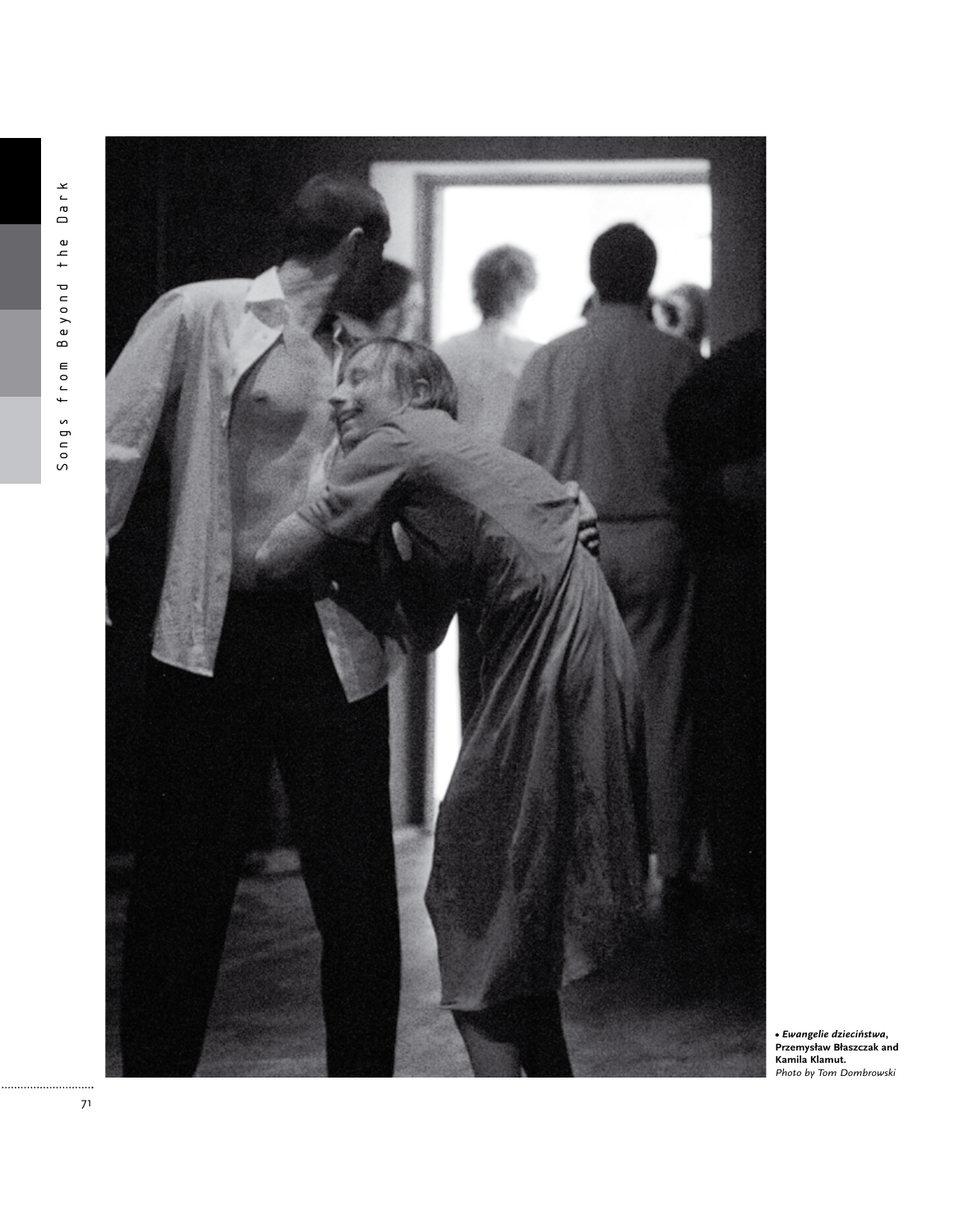• *Ewangelie dzieciństwa*, **Przemysław Błaszczak and Kamila Klamut.**
*Photo by Tom Dombrowski*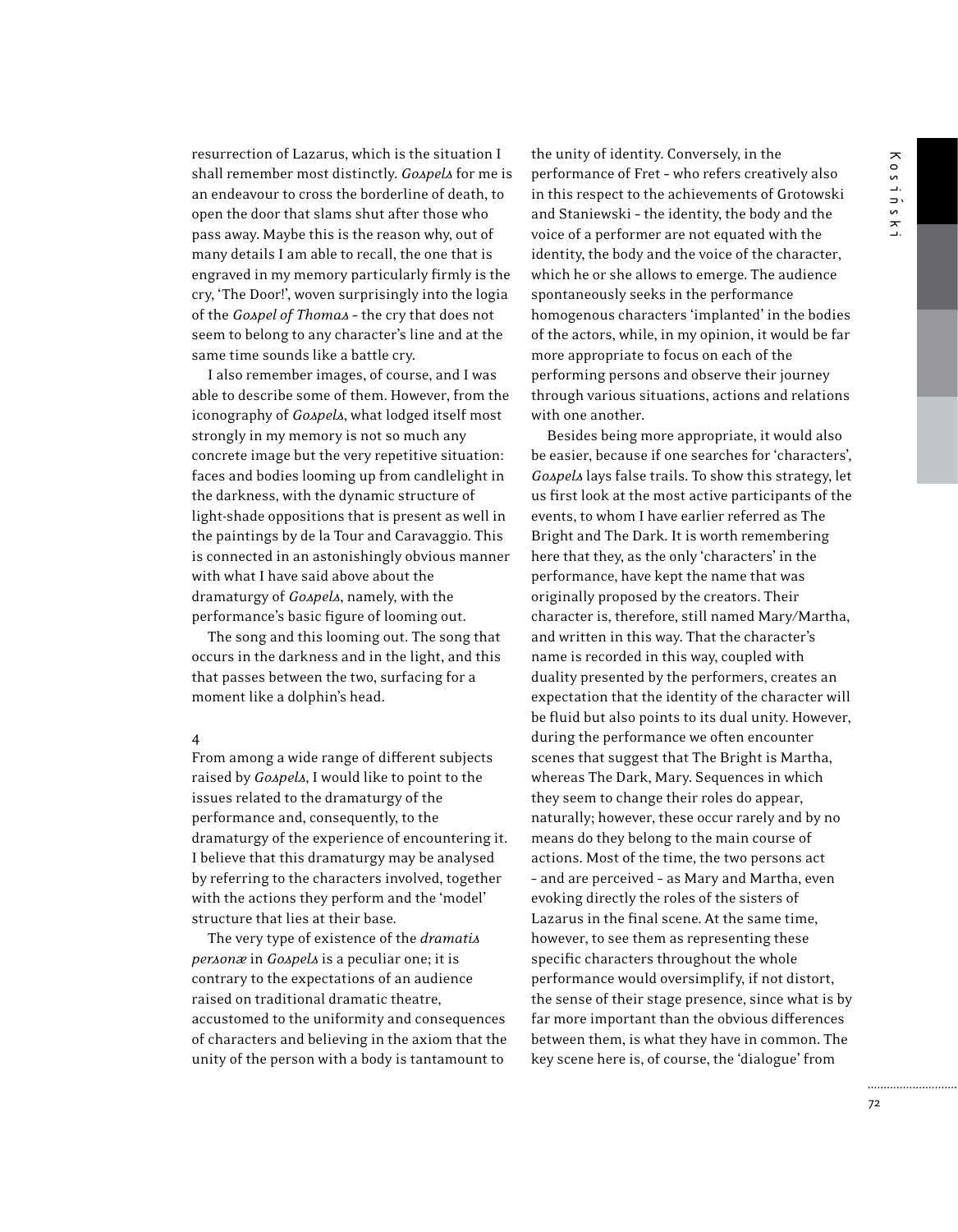resurrection of Lazarus, which is the situation I shall remember most distinctly. *Gospels* for me is an endeavour to cross the borderline of death, to open the door that slams shut after those who pass away. Maybe this is the reason why, out of many details I am able to recall, the one that is engraved in my memory particularly firmly is the cry, 'The Door!', woven surprisingly into the logia of the *Gospel of Thomas* – the cry that does not seem to belong to any character's line and at the same time sounds like a battle cry.

I also remember images, of course, and I was able to describe some of them. However, from the iconography of *Gospels*, what lodged itself most strongly in my memory is not so much any concrete image but the very repetitive situation: faces and bodies looming up from candlelight in the darkness, with the dynamic structure of light-shade oppositions that is present as well in the paintings by de la Tour and Caravaggio. This is connected in an astonishingly obvious manner with what I have said above about the dramaturgy of *Gospels*, namely, with the performance's basic figure of looming out.

The song and this looming out. The song that occurs in the darkness and in the light, and this that passes between the two, surfacing for a moment like a dolphin's head.

4

From among a wide range of different subjects raised by *Gospels*, I would like to point to the issues related to the dramaturgy of the performance and, consequently, to the dramaturgy of the experience of encountering it. I believe that this dramaturgy may be analysed by referring to the characters involved, together with the actions they perform and the 'model' structure that lies at their base.

The very type of existence of the *dramatis personæ* in *Gospels* is a peculiar one; it is contrary to the expectations of an audience raised on traditional dramatic theatre, accustomed to the uniformity and consequences of characters and believing in the axiom that the unity of the person with a body is tantamount to the unity of identity. Conversely, in the performance of Fret – who refers creatively also in this respect to the achievements of Grotowski and Staniewski – the identity, the body and the voice of a performer are not equated with the identity, the body and the voice of the character, which he or she allows to emerge. The audience spontaneously seeks in the performance homogenous characters 'implanted' in the bodies of the actors, while, in my opinion, it would be far more appropriate to focus on each of the performing persons and observe their journey through various situations, actions and relations with one another.

Besides being more appropriate, it would also be easier, because if one searches for 'characters', *Gospels* lays false trails. To show this strategy, let us first look at the most active participants of the events, to whom I have earlier referred as The Bright and The Dark. It is worth remembering here that they, as the only 'characters' in the performance, have kept the name that was originally proposed by the creators. Their character is, therefore, still named Mary/Martha, and written in this way. That the character's name is recorded in this way, coupled with duality presented by the performers, creates an expectation that the identity of the character will be fluid but also points to its dual unity. However, during the performance we often encounter scenes that suggest that The Bright is Martha, whereas The Dark, Mary. Sequences in which they seem to change their roles do appear, naturally; however, these occur rarely and by no means do they belong to the main course of actions. Most of the time, the two persons act – and are perceived – as Mary and Martha, even evoking directly the roles of the sisters of Lazarus in the final scene. At the same time, however, to see them as representing these specific characters throughout the whole performance would oversimplify, if not distort, the sense of their stage presence, since what is by far more important than the obvious differences between them, is what they have in common. The key scene here is, of course, the 'dialogue' from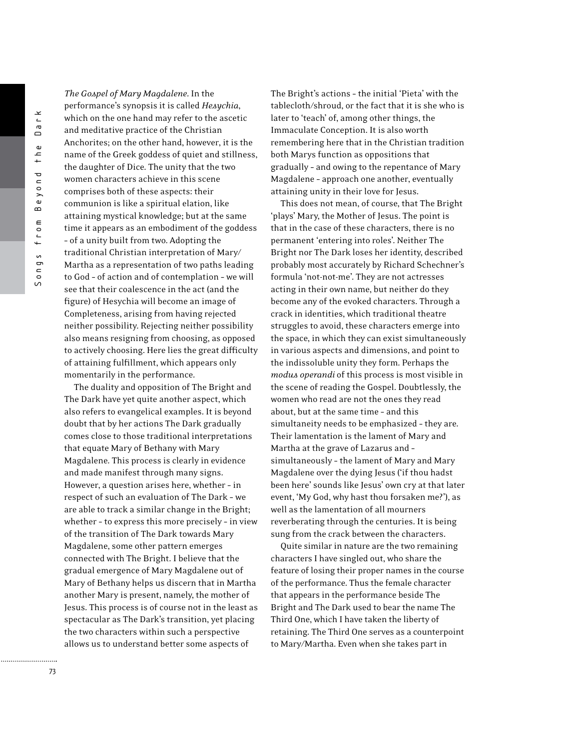*The Gospel of Mary Magdalene*. In the performance's synopsis it is called *Hesychia*, which on the one hand may refer to the ascetic and meditative practice of the Christian Anchorites; on the other hand, however, it is the name of the Greek goddess of quiet and stillness, the daughter of Dice. The unity that the two women characters achieve in this scene comprises both of these aspects: their communion is like a spiritual elation, like attaining mystical knowledge; but at the same time it appears as an embodiment of the goddess – of a unity built from two. Adopting the traditional Christian interpretation of Mary/Martha as a representation of two paths leading to God – of action and of contemplation – we will see that their coalescence in the act (and the figure) of Hesychia will become an image of Completeness, arising from having rejected neither possibility. Rejecting neither possibility also means resigning from choosing, as opposed to actively choosing. Here lies the great difficulty of attaining fulfillment, which appears only momentarily in the performance.

The duality and opposition of The Bright and The Dark have yet quite another aspect, which also refers to evangelical examples. It is beyond doubt that by her actions The Dark gradually comes close to those traditional interpretations that equate Mary of Bethany with Mary Magdalene. This process is clearly in evidence and made manifest through many signs. However, a question arises here, whether – in respect of such an evaluation of The Dark – we are able to track a similar change in the Bright; whether – to express this more precisely – in view of the transition of The Dark towards Mary Magdalene, some other pattern emerges connected with The Bright. I believe that the gradual emergence of Mary Magdalene out of Mary of Bethany helps us discern that in Martha another Mary is present, namely, the mother of Jesus. This process is of course not in the least as spectacular as The Dark's transition, yet placing the two characters within such a perspective allows us to understand better some aspects of The Bright's actions – the initial 'Pieta' with the tablecloth/shroud, or the fact that it is she who is later to 'teach' of, among other things, the Immaculate Conception. It is also worth remembering here that in the Christian tradition both Marys function as oppositions that gradually – and owing to the repentance of Mary Magdalene – approach one another, eventually attaining unity in their love for Jesus.

This does not mean, of course, that The Bright 'plays' Mary, the Mother of Jesus. The point is that in the case of these characters, there is no permanent 'entering into roles'. Neither The Bright nor The Dark loses her identity, described probably most accurately by Richard Schechner's formula 'not-not-me'. They are not actresses acting in their own name, but neither do they become any of the evoked characters. Through a crack in identities, which traditional theatre struggles to avoid, these characters emerge into the space, in which they can exist simultaneously in various aspects and dimensions, and point to the indissoluble unity they form. Perhaps the *modus operandi* of this process is most visible in the scene of reading the Gospel. Doubtlessly, the women who read are not the ones they read about, but at the same time – and this simultaneity needs to be emphasized – they are. Their lamentation is the lament of Mary and Martha at the grave of Lazarus and – simultaneously – the lament of Mary and Mary Magdalene over the dying Jesus ('if thou hadst been here' sounds like Jesus' own cry at that later event, 'My God, why hast thou forsaken me?'), as well as the lamentation of all mourners reverberating through the centuries. It is being sung from the crack between the characters.

Quite similar in nature are the two remaining characters I have singled out, who share the feature of losing their proper names in the course of the performance. Thus the female character that appears in the performance beside The Bright and The Dark used to bear the name The Third One, which I have taken the liberty of retaining. The Third One serves as a counterpoint to Mary/Martha. Even when she takes part in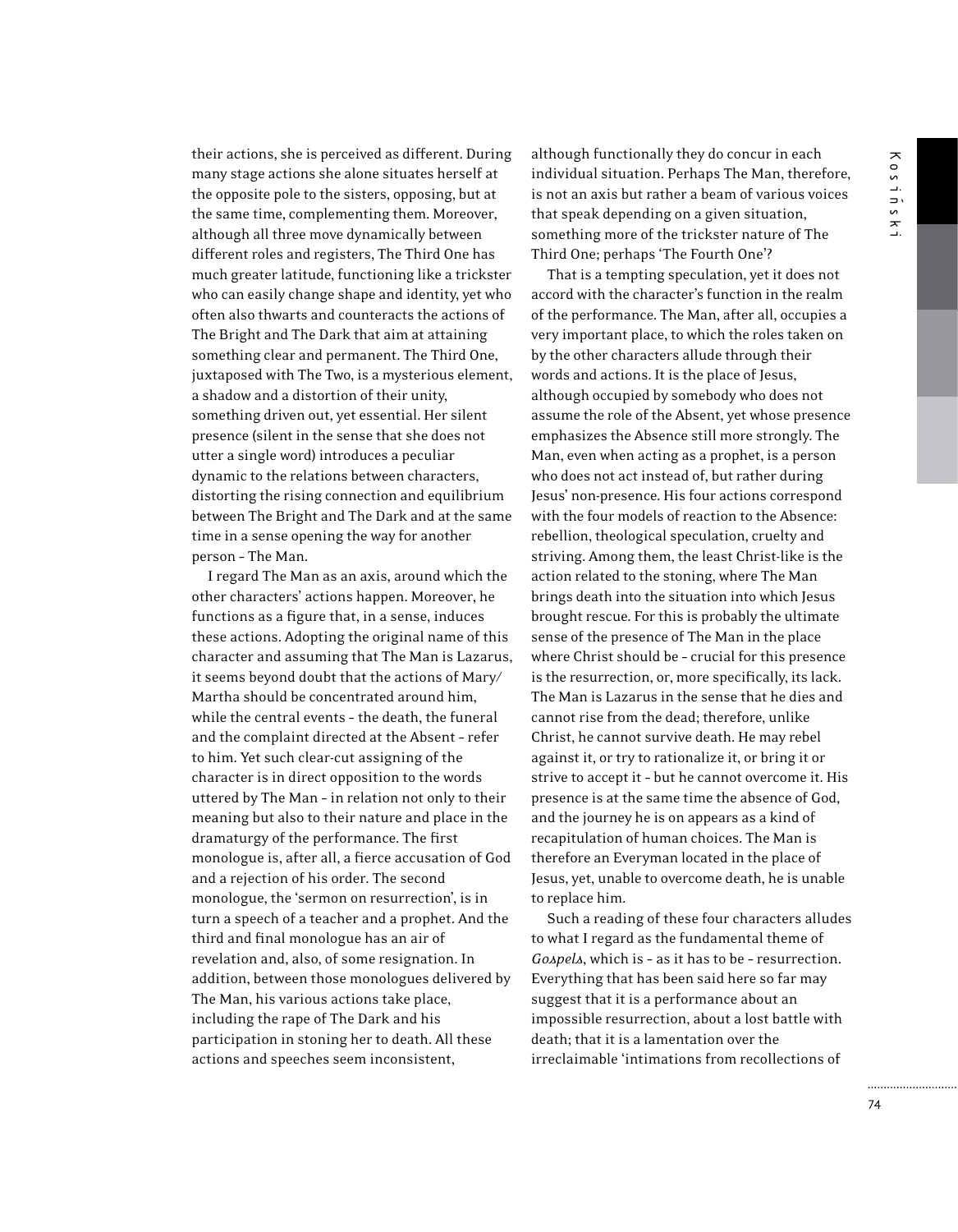their actions, she is perceived as different. During many stage actions she alone situates herself at the opposite pole to the sisters, opposing, but at the same time, complementing them. Moreover, although all three move dynamically between different roles and registers, The Third One has much greater latitude, functioning like a trickster who can easily change shape and identity, yet who often also thwarts and counteracts the actions of The Bright and The Dark that aim at attaining something clear and permanent. The Third One, juxtaposed with The Two, is a mysterious element, a shadow and a distortion of their unity, something driven out, yet essential. Her silent presence (silent in the sense that she does not utter a single word) introduces a peculiar dynamic to the relations between characters, distorting the rising connection and equilibrium between The Bright and The Dark and at the same time in a sense opening the way for another person – The Man.

I regard The Man as an axis, around which the other characters' actions happen. Moreover, he functions as a figure that, in a sense, induces these actions. Adopting the original name of this character and assuming that The Man is Lazarus, it seems beyond doubt that the actions of Mary/Martha should be concentrated around him, while the central events – the death, the funeral and the complaint directed at the Absent – refer to him. Yet such clear-cut assigning of the character is in direct opposition to the words uttered by The Man – in relation not only to their meaning but also to their nature and place in the dramaturgy of the performance. The first monologue is, after all, a fierce accusation of God and a rejection of his order. The second monologue, the 'sermon on resurrection', is in turn a speech of a teacher and a prophet. And the third and final monologue has an air of revelation and, also, of some resignation. In addition, between those monologues delivered by The Man, his various actions take place, including the rape of The Dark and his participation in stoning her to death. All these actions and speeches seem inconsistent, although functionally they do concur in each individual situation. Perhaps The Man, therefore, is not an axis but rather a beam of various voices that speak depending on a given situation, something more of the trickster nature of The Third One; perhaps 'The Fourth One'?

That is a tempting speculation, yet it does not accord with the character's function in the realm of the performance. The Man, after all, occupies a very important place, to which the roles taken on by the other characters allude through their words and actions. It is the place of Jesus, although occupied by somebody who does not assume the role of the Absent, yet whose presence emphasizes the Absence still more strongly. The Man, even when acting as a prophet, is a person who does not act instead of, but rather during Jesus' non-presence. His four actions correspond with the four models of reaction to the Absence: rebellion, theological speculation, cruelty and striving. Among them, the least Christ-like is the action related to the stoning, where The Man brings death into the situation into which Jesus brought rescue. For this is probably the ultimate sense of the presence of The Man in the place where Christ should be – crucial for this presence is the resurrection, or, more specifically, its lack. The Man is Lazarus in the sense that he dies and cannot rise from the dead; therefore, unlike Christ, he cannot survive death. He may rebel against it, or try to rationalize it, or bring it or strive to accept it – but he cannot overcome it. His presence is at the same time the absence of God, and the journey he is on appears as a kind of recapitulation of human choices. The Man is therefore an Everyman located in the place of Jesus, yet, unable to overcome death, he is unable to replace him.

Such a reading of these four characters alludes to what I regard as the fundamental theme of *Gospels*, which is – as it has to be – resurrection. Everything that has been said here so far may suggest that it is a performance about an impossible resurrection, about a lost battle with death; that it is a lamentation over the irreclaimable 'intimations from recollections of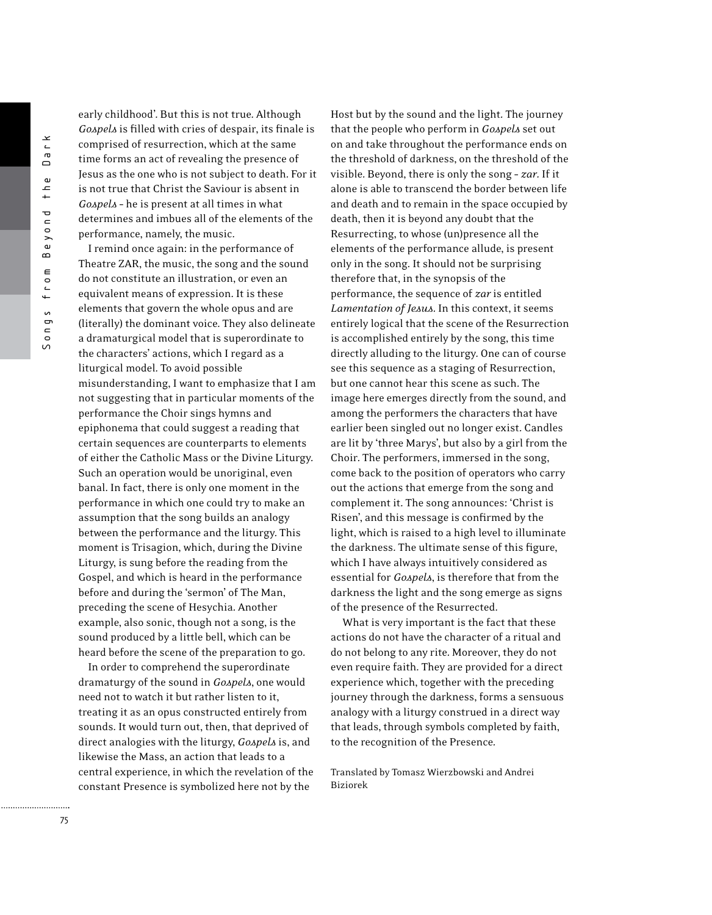early childhood'. But this is not true. Although *Gospels* is filled with cries of despair, its finale is comprised of resurrection, which at the same time forms an act of revealing the presence of Jesus as the one who is not subject to death. For it is not true that Christ the Saviour is absent in *Gospels* – he is present at all times in what determines and imbues all of the elements of the performance, namely, the music.

I remind once again: in the performance of Theatre ZAR, the music, the song and the sound do not constitute an illustration, or even an equivalent means of expression. It is these elements that govern the whole opus and are (literally) the dominant voice. They also delineate a dramaturgical model that is superordinate to the characters' actions, which I regard as a liturgical model. To avoid possible misunderstanding, I want to emphasize that I am not suggesting that in particular moments of the performance the Choir sings hymns and epiphonema that could suggest a reading that certain sequences are counterparts to elements of either the Catholic Mass or the Divine Liturgy. Such an operation would be unoriginal, even banal. In fact, there is only one moment in the performance in which one could try to make an assumption that the song builds an analogy between the performance and the liturgy. This moment is Trisagion, which, during the Divine Liturgy, is sung before the reading from the Gospel, and which is heard in the performance before and during the 'sermon' of The Man, preceding the scene of Hesychia. Another example, also sonic, though not a song, is the sound produced by a little bell, which can be heard before the scene of the preparation to go.

In order to comprehend the superordinate dramaturgy of the sound in *Gospels*, one would need not to watch it but rather listen to it, treating it as an opus constructed entirely from sounds. It would turn out, then, that deprived of direct analogies with the liturgy, *Gospels* is, and likewise the Mass, an action that leads to a central experience, in which the revelation of the constant Presence is symbolized here not by the Host but by the sound and the light. The journey that the people who perform in *Gospels* set out on and take throughout the performance ends on the threshold of darkness, on the threshold of the visible. Beyond, there is only the song – *zar*. If it alone is able to transcend the border between life and death and to remain in the space occupied by death, then it is beyond any doubt that the Resurrecting, to whose (un)presence all the elements of the performance allude, is present only in the song. It should not be surprising therefore that, in the synopsis of the performance, the sequence of *zar* is entitled *Lamentation of Jesus*. In this context, it seems entirely logical that the scene of the Resurrection is accomplished entirely by the song, this time directly alluding to the liturgy. One can of course see this sequence as a staging of Resurrection, but one cannot hear this scene as such. The image here emerges directly from the sound, and among the performers the characters that have earlier been singled out no longer exist. Candles are lit by 'three Marys', but also by a girl from the Choir. The performers, immersed in the song, come back to the position of operators who carry out the actions that emerge from the song and complement it. The song announces: 'Christ is Risen', and this message is confirmed by the light, which is raised to a high level to illuminate the darkness. The ultimate sense of this figure, which I have always intuitively considered as essential for *Gospels*, is therefore that from the darkness the light and the song emerge as signs of the presence of the Resurrected.

What is very important is the fact that these actions do not have the character of a ritual and do not belong to any rite. Moreover, they do not even require faith. They are provided for a direct experience which, together with the preceding journey through the darkness, forms a sensuous analogy with a liturgy construed in a direct way that leads, through symbols completed by faith, to the recognition of the Presence.

Translated by Tomasz Wierzbowski and Andrei Biziorek